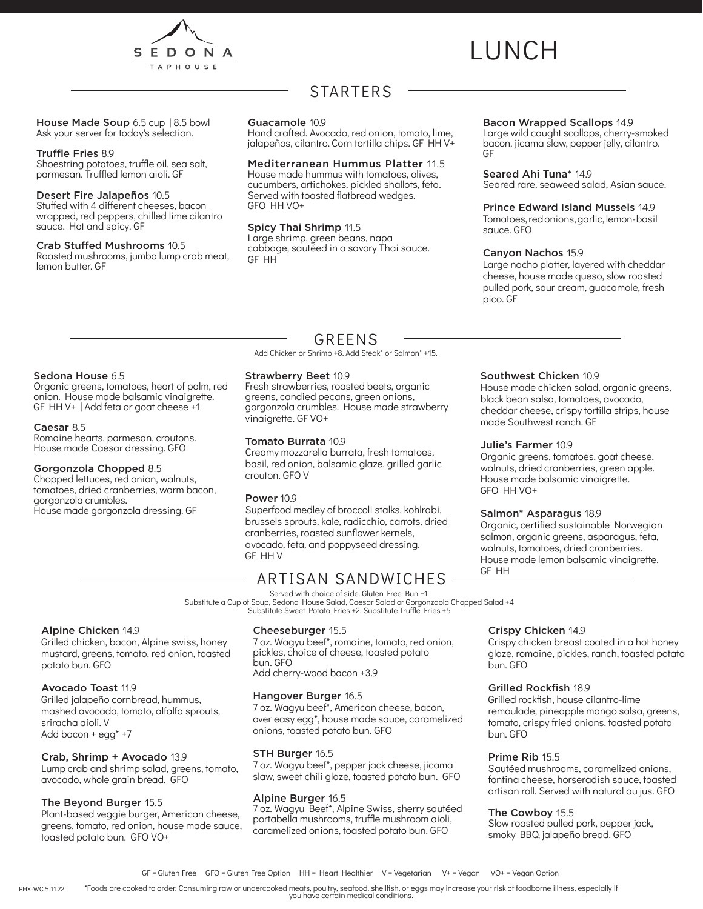# SEDONA TAPHOUSE

# LUNCH

## STARTERS

**House Made Soup** 6.5 cup | 8.5 bowl
Ask your server for today's selection.

**Truffle Fries** 8.9
Shoestring potatoes, truffle oil, sea salt, parmesan. Truffled lemon aioli. GF

**Desert Fire Jalapeños** 10.5
Stuffed with 4 different cheeses, bacon wrapped, red peppers, chilled lime cilantro sauce. Hot and spicy. GF

**Crab Stuffed Mushrooms** 10.5
Roasted mushrooms, jumbo lump crab meat, lemon butter. GF

**Guacamole** 10.9
Hand crafted. Avocado, red onion, tomato, lime, jalapeños, cilantro. Corn tortilla chips. GF HH V+

**Mediterranean Hummus Platter** 11.5
House made hummus with tomatoes, olives, cucumbers, artichokes, pickled shallots, feta. Served with toasted flatbread wedges. GFO HH VO+

**Spicy Thai Shrimp** 11.5
Large shrimp, green beans, napa cabbage, sautéed in a savory Thai sauce. GF HH

**Bacon Wrapped Scallops** 14.9
Large wild caught scallops, cherry-smoked bacon, jicama slaw, pepper jelly, cilantro. GF

**Seared Ahi Tuna*** 14.9
Seared rare, seaweed salad, Asian sauce.

**Prince Edward Island Mussels** 14.9
Tomatoes, red onions, garlic, lemon-basil sauce. GFO

**Canyon Nachos** 15.9
Large nacho platter, layered with cheddar cheese, house made queso, slow roasted pulled pork, sour cream, guacamole, fresh pico. GF

## GREENS

Add Chicken or Shrimp +8. Add Steak* or Salmon* +15.

**Sedona House** 6.5
Organic greens, tomatoes, heart of palm, red onion. House made balsamic vinaigrette. GF HH V+ | Add feta or goat cheese +1

**Caesar** 8.5
Romaine hearts, parmesan, croutons. House made Caesar dressing. GFO

**Gorgonzola Chopped** 8.5
Chopped lettuces, red onion, walnuts, tomatoes, dried cranberries, warm bacon, gorgonzola crumbles. House made gorgonzola dressing. GF

**Strawberry Beet** 10.9
Fresh strawberries, roasted beets, organic greens, candied pecans, green onions, gorgonzola crumbles. House made strawberry vinaigrette. GF VO+

**Tomato Burrata** 10.9
Creamy mozzarella burrata, fresh tomatoes, basil, red onion, balsamic glaze, grilled garlic crouton. GFO V

**Power** 10.9
Superfood medley of broccoli stalks, kohlrabi, brussels sprouts, kale, radicchio, carrots, dried cranberries, roasted sunflower kernels, avocado, feta, and poppyseed dressing. GF HH V

**Southwest Chicken** 10.9
House made chicken salad, organic greens, black bean salsa, tomatoes, avocado, cheddar cheese, crispy tortilla strips, house made Southwest ranch. GF

**Julie's Farmer** 10.9
Organic greens, tomatoes, goat cheese, walnuts, dried cranberries, green apple. House made balsamic vinaigrette. GFO HH VO+

**Salmon* Asparagus** 18.9
Organic, certified sustainable Norwegian salmon, organic greens, asparagus, feta, walnuts, tomatoes, dried cranberries. House made lemon balsamic vinaigrette. GF HH

## ARTISAN SANDWICHES

Served with choice of side. Gluten Free Bun +1.
Substitute a Cup of Soup, Sedona House Salad, Caesar Salad or Gorgonzaola Chopped Salad +4
Substitute Sweet Potato Fries +2. Substitute Truffle Fries +5

**Alpine Chicken** 14.9
Grilled chicken, bacon, Alpine swiss, honey mustard, greens, tomato, red onion, toasted potato bun. GFO

**Avocado Toast** 11.9
Grilled jalapeño cornbread, hummus, mashed avocado, tomato, alfalfa sprouts, sriracha aioli. V
Add bacon + egg* +7

**Crab, Shrimp + Avocado** 13.9
Lump crab and shrimp salad, greens, tomato, avocado, whole grain bread. GFO

**The Beyond Burger** 15.5
Plant-based veggie burger, American cheese, greens, tomato, red onion, house made sauce, toasted potato bun. GFO VO+

**Cheeseburger** 15.5
7 oz. Wagyu beef*, romaine, tomato, red onion, pickles, choice of cheese, toasted potato bun. GFO
Add cherry-wood bacon +3.9

**Hangover Burger** 16.5
7 oz. Wagyu beef*, American cheese, bacon, over easy egg*, house made sauce, caramelized onions, toasted potato bun. GFO

**STH Burger** 16.5
7 oz. Wagyu beef*, pepper jack cheese, jicama slaw, sweet chili glaze, toasted potato bun. GFO

**Alpine Burger** 16.5
7 oz. Wagyu Beef*, Alpine Swiss, sherry sautéed portabella mushrooms, truffle mushroom aioli, caramelized onions, toasted potato bun. GFO

**Crispy Chicken** 14.9
Crispy chicken breast coated in a hot honey glaze, romaine, pickles, ranch, toasted potato bun. GFO

**Grilled Rockfish** 18.9
Grilled rockfish, house cilantro-lime remoulade, pineapple mango salsa, greens, tomato, crispy fried onions, toasted potato bun. GFO

**Prime Rib** 15.5
Sautéed mushrooms, caramelized onions, fontina cheese, horseradish sauce, toasted artisan roll. Served with natural au jus. GFO

**The Cowboy** 15.5
Slow roasted pulled pork, pepper jack, smoky BBQ, jalapeño bread. GFO

GF = Gluten Free GFO = Gluten Free Option HH = Heart Healthier V = Vegetarian V+ = Vegan VO+ = Vegan Option

PHX-WC 5.11.22 *Foods are cooked to order. Consuming raw or undercooked meats, poultry, seafood, shellfish, or eggs may increase your risk of foodborne illness, especially if you have certain medical conditions.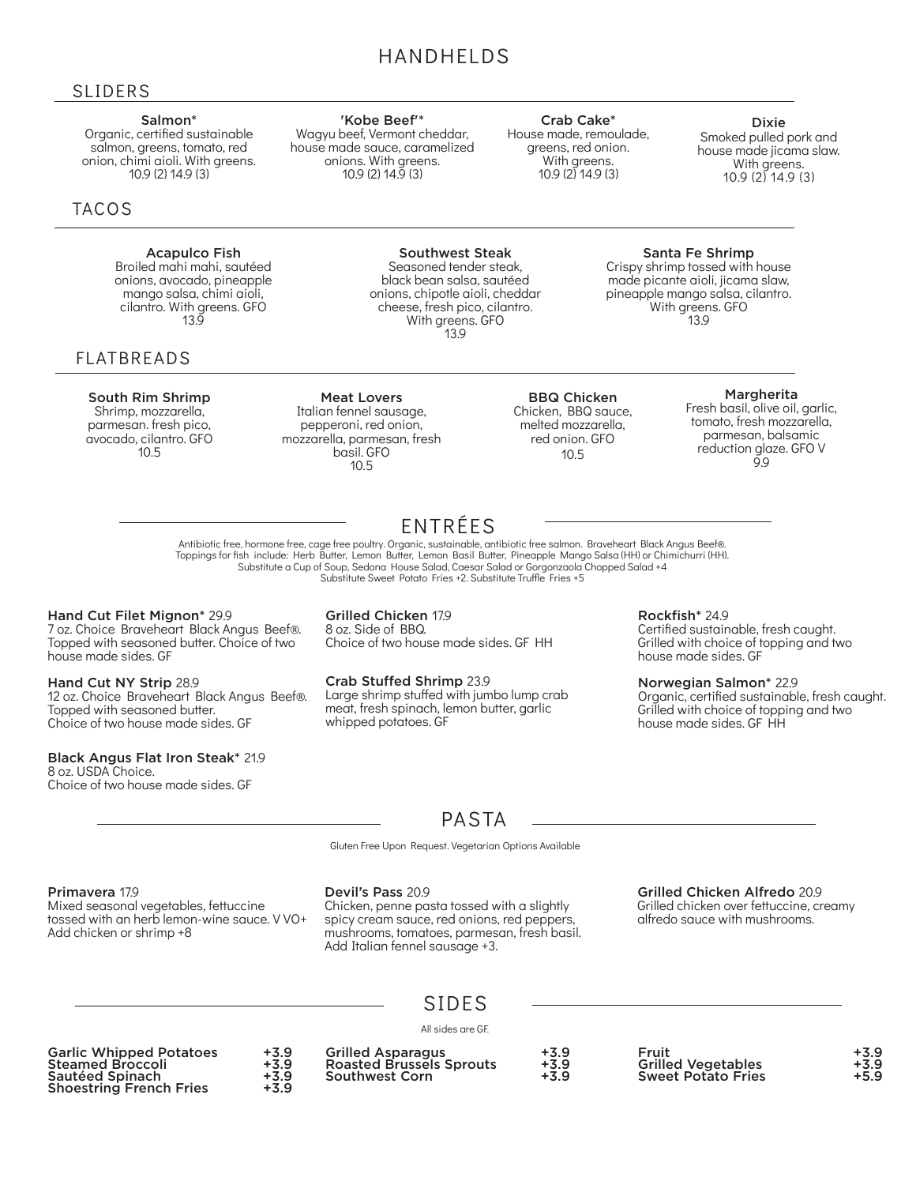# HANDHELDS

## SLIDERS

**Salmon***
Organic, certified sustainable salmon, greens, tomato, red onion, chimi aioli. With greens.
10.9 (2) 14.9 (3)

**'Kobe Beef'***
Wagyu beef, Vermont cheddar, house made sauce, caramelized onions. With greens.
10.9 (2) 14.9 (3)

**Crab Cake***
House made, remoulade, greens, red onion. With greens.
10.9 (2) 14.9 (3)

**Dixie**
Smoked pulled pork and house made jicama slaw. With greens.
10.9 (2) 14.9 (3)

## TACOS

**Acapulco Fish**
Broiled mahi mahi, sautéed onions, avocado, pineapple mango salsa, chimi aioli, cilantro. With greens. GFO
13.9

**Southwest Steak**
Seasoned tender steak, black bean salsa, sautéed onions, chipotle aioli, cheddar cheese, fresh pico, cilantro. With greens. GFO
13.9

**Santa Fe Shrimp**
Crispy shrimp tossed with house made picante aioli, jicama slaw, pineapple mango salsa, cilantro. With greens. GFO
13.9

## FLATBREADS

**South Rim Shrimp**
Shrimp, mozzarella, parmesan. fresh pico, avocado, cilantro. GFO
10.5

**Meat Lovers**
Italian fennel sausage, pepperoni, red onion, mozzarella, parmesan, fresh basil. GFO
10.5

**BBQ Chicken**
Chicken, BBQ sauce, melted mozzarella, red onion. GFO
10.5

**Margherita**
Fresh basil, olive oil, garlic, tomato, fresh mozzarella, parmesan, balsamic reduction glaze. GFO V
9.9

# ENTRÉES

Antibiotic free, hormone free, cage free poultry. Organic, sustainable, antibiotic free salmon. Braveheart Black Angus Beef®.
Toppings for fish include: Herb Butter, Lemon Butter, Lemon Basil Butter, Pineapple Mango Salsa (HH) or Chimichurri (HH).
Substitute a Cup of Soup, Sedona House Salad, Caesar Salad or Gorgonzaola Chopped Salad +4
Substitute Sweet Potato Fries +2. Substitute Truffle Fries +5

**Hand Cut Filet Mignon*** 29.9
7 oz. Choice Braveheart Black Angus Beef®. Topped with seasoned butter. Choice of two house made sides. GF

**Hand Cut NY Strip** 28.9
12 oz. Choice Braveheart Black Angus Beef®. Topped with seasoned butter. Choice of two house made sides. GF

**Black Angus Flat Iron Steak*** 21.9
8 oz. USDA Choice. Choice of two house made sides. GF

**Grilled Chicken** 17.9
8 oz. Side of BBQ. Choice of two house made sides. GF HH

**Crab Stuffed Shrimp** 23.9
Large shrimp stuffed with jumbo lump crab meat, fresh spinach, lemon butter, garlic whipped potatoes. GF

**Rockfish*** 24.9
Certified sustainable, fresh caught. Grilled with choice of topping and two house made sides. GF

**Norwegian Salmon*** 22.9
Organic, certified sustainable, fresh caught. Grilled with choice of topping and two house made sides. GF HH

# PASTA

Gluten Free Upon Request. Vegetarian Options Available

**Primavera** 17.9
Mixed seasonal vegetables, fettuccine tossed with an herb lemon-wine sauce. V VO+
Add chicken or shrimp +8

**Devil's Pass** 20.9
Chicken, penne pasta tossed with a slightly spicy cream sauce, red onions, red peppers, mushrooms, tomatoes, parmesan, fresh basil. Add Italian fennel sausage +3.

**Grilled Chicken Alfredo** 20.9
Grilled chicken over fettuccine, creamy alfredo sauce with mushrooms.

# SIDES

All sides are GF.

| Side | Price |
|---|---|
| Garlic Whipped Potatoes | +3.9 |
| Steamed Broccoli | +3.9 |
| Sautéed Spinach | +3.9 |
| Shoestring French Fries | +3.9 |
| Grilled Asparagus | +3.9 |
| Roasted Brussels Sprouts | +3.9 |
| Southwest Corn | +3.9 |
| Fruit | +3.9 |
| Grilled Vegetables | +3.9 |
| Sweet Potato Fries | +5.9 |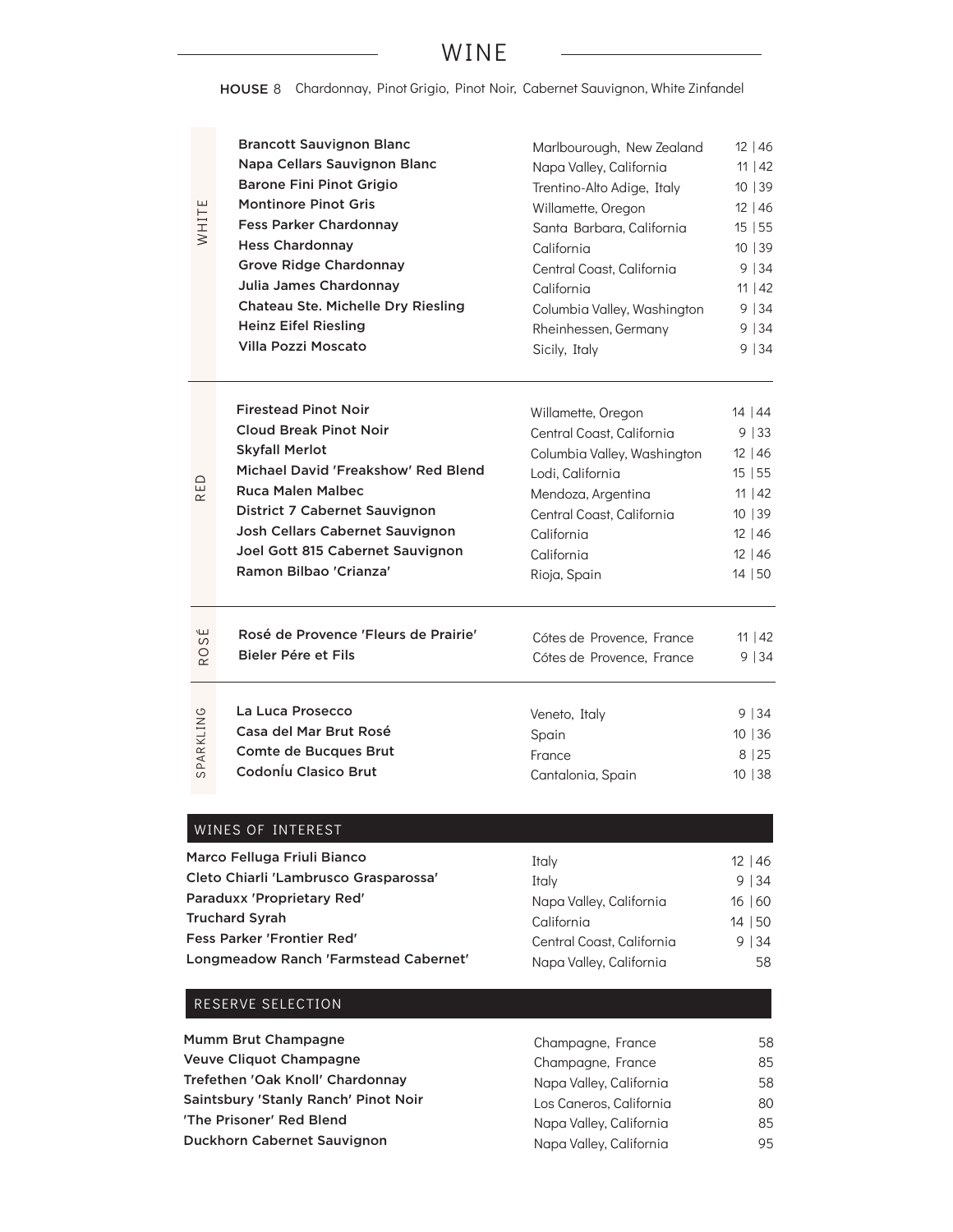# WINE

**HOUSE** 8 Chardonnay, Pinot Grigio, Pinot Noir, Cabernet Sauvignon, White Zinfandel

## WHITE

| Wine | Region | Price |
|---|---|---|
| **Brancott Sauvignon Blanc** | Marlbourough, New Zealand | 12 \| 46 |
| **Napa Cellars Sauvignon Blanc** | Napa Valley, California | 11 \| 42 |
| **Barone Fini Pinot Grigio** | Trentino-Alto Adige, Italy | 10 \| 39 |
| **Montinore Pinot Gris** | Willamette, Oregon | 12 \| 46 |
| **Fess Parker Chardonnay** | Santa Barbara, California | 15 \| 55 |
| **Hess Chardonnay** | California | 10 \| 39 |
| **Grove Ridge Chardonnay** | Central Coast, California | 9 \| 34 |
| **Julia James Chardonnay** | California | 11 \| 42 |
| **Chateau Ste. Michelle Dry Riesling** | Columbia Valley, Washington | 9 \| 34 |
| **Heinz Eifel Riesling** | Rheinhessen, Germany | 9 \| 34 |
| **Villa Pozzi Moscato** | Sicily, Italy | 9 \| 34 |

## RED

| Wine | Region | Price |
|---|---|---|
| **Firestead Pinot Noir** | Willamette, Oregon | 14 \| 44 |
| **Cloud Break Pinot Noir** | Central Coast, California | 9 \| 33 |
| **Skyfall Merlot** | Columbia Valley, Washington | 12 \| 46 |
| **Michael David 'Freakshow' Red Blend** | Lodi, California | 15 \| 55 |
| **Ruca Malen Malbec** | Mendoza, Argentina | 11 \| 42 |
| **District 7 Cabernet Sauvignon** | Central Coast, California | 10 \| 39 |
| **Josh Cellars Cabernet Sauvignon** | California | 12 \| 46 |
| **Joel Gott 815 Cabernet Sauvignon** | California | 12 \| 46 |
| **Ramon Bilbao 'Crianza'** | Rioja, Spain | 14 \| 50 |

## ROSÉ

| Wine | Region | Price |
|---|---|---|
| **Rosé de Provence 'Fleurs de Prairie'** | Cótes de Provence, France | 11 \| 42 |
| **Bieler Pére et Fils** | Cótes de Provence, France | 9 \| 34 |

## SPARKLING

| Wine | Region | Price |
|---|---|---|
| **La Luca Prosecco** | Veneto, Italy | 9 \| 34 |
| **Casa del Mar Brut Rosé** | Spain | 10 \| 36 |
| **Comte de Bucques Brut** | France | 8 \| 25 |
| **CodonÍu Clasico Brut** | Cantalonia, Spain | 10 \| 38 |

## WINES OF INTEREST

| Wine | Region | Price |
|---|---|---|
| **Marco Felluga Friuli Bianco** | Italy | 12 \| 46 |
| **Cleto Chiarli 'Lambrusco Grasparossa'** | Italy | 9 \| 34 |
| **Paraduxx 'Proprietary Red'** | Napa Valley, California | 16 \| 60 |
| **Truchard Syrah** | California | 14 \| 50 |
| **Fess Parker 'Frontier Red'** | Central Coast, California | 9 \| 34 |
| **Longmeadow Ranch 'Farmstead Cabernet'** | Napa Valley, California | 58 |

## RESERVE SELECTION

| Wine | Region | Price |
|---|---|---|
| **Mumm Brut Champagne** | Champagne, France | 58 |
| **Veuve Cliquot Champagne** | Champagne, France | 85 |
| **Trefethen 'Oak Knoll' Chardonnay** | Napa Valley, California | 58 |
| **Saintsbury 'Stanly Ranch' Pinot Noir** | Los Caneros, California | 80 |
| **'The Prisoner' Red Blend** | Napa Valley, California | 85 |
| **Duckhorn Cabernet Sauvignon** | Napa Valley, California | 95 |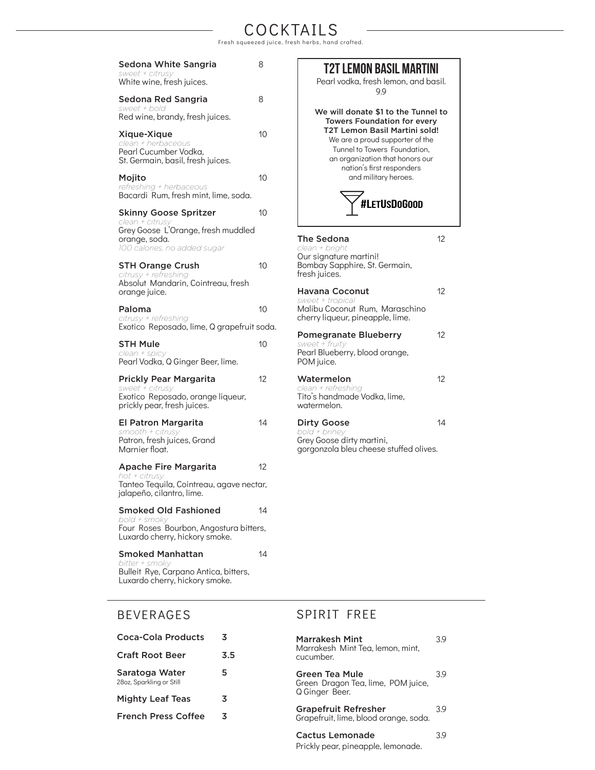# COCKTAILS

Fresh squeezed juice, fresh herbs, hand crafted.

**Sedona White Sangria** 8
*sweet + citrusy*
White wine, fresh juices.

**Sedona Red Sangria** 8
*sweet + bold*
Red wine, brandy, fresh juices.

**Xique-Xique** 10
*clean + herbaceous*
Pearl Cucumber Vodka, St. Germain, basil, fresh juices.

**Mojito** 10
*refreshing + herbaceous*
Bacardi Rum, fresh mint, lime, soda.

**Skinny Goose Spritzer** 10
*clean + citrusy*
Grey Goose L'Orange, fresh muddled orange, soda.
*100 calories, no added sugar*

**STH Orange Crush** 10
*citrusy + refreshing*
Absolut Mandarin, Cointreau, fresh orange juice.

**Paloma** 10
*citrusy + refreshing*
Exotico Reposado, lime, Q grapefruit soda.

**STH Mule** 10
*clean + spicy*
Pearl Vodka, Q Ginger Beer, lime.

**Prickly Pear Margarita** 12
*sweet + citrusy*
Exotico Reposado, orange liqueur, prickly pear, fresh juices.

**El Patron Margarita** 14
*smooth + citrusy*
Patron, fresh juices, Grand Marnier float.

**Apache Fire Margarita** 12
*hot + citrusy*
Tanteo Tequila, Cointreau, agave nectar, jalapeño, cilantro, lime.

**Smoked Old Fashioned** 14
*bold + smoky*
Four Roses Bourbon, Angostura bitters, Luxardo cherry, hickory smoke.

**Smoked Manhattan** 14
*bitter + smoky*
Bulleit Rye, Carpano Antica, bitters, Luxardo cherry, hickory smoke.

## T2T LEMON BASIL MARTINI

Pearl vodka, fresh lemon, and basil.
9.9

**We will donate $1 to the Tunnel to Towers Foundation for every T2T Lemon Basil Martini sold!**
We are a proud supporter of the Tunnel to Towers Foundation, an organization that honors our nation's first responders and military heroes.

**#LetUsDoGood**

**The Sedona** 12
*clean + bright*
Our signature martini!
Bombay Sapphire, St. Germain, fresh juices.

**Havana Coconut** 12
*sweet + tropical*
Malibu Coconut Rum, Maraschino cherry liqueur, pineapple, lime.

**Pomegranate Blueberry** 12
*sweet + fruity*
Pearl Blueberry, blood orange, POM juice.

**Watermelon** 12
*clean + refreshing*
Tito's handmade Vodka, lime, watermelon.

**Dirty Goose** 14
*bold + briney*
Grey Goose dirty martini, gorgonzola bleu cheese stuffed olives.

## BEVERAGES

**Coca-Cola Products** 3

**Craft Root Beer** 3.5

**Saratoga Water** 5
28oz, Sparkling or Still

**Mighty Leaf Teas** 3

**French Press Coffee** 3

## SPIRIT FREE

**Marrakesh Mint** 3.9
Marrakesh Mint Tea, lemon, mint, cucumber.

**Green Tea Mule** 3.9
Green Dragon Tea, lime, POM juice, Q Ginger Beer.

**Grapefruit Refresher** 3.9
Grapefruit, lime, blood orange, soda.

**Cactus Lemonade** 3.9
Prickly pear, pineapple, lemonade.